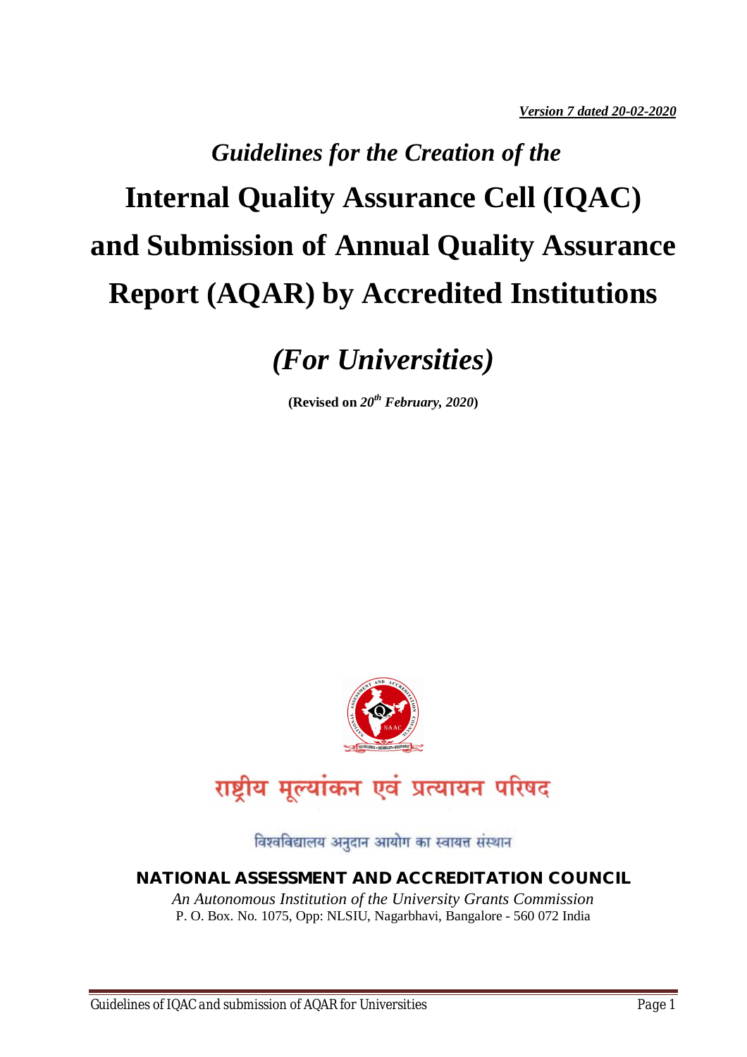***Version 7 dated 20-02-2020***

*Guidelines for the Creation of the*

# Internal Quality Assurance Cell (IQAC) and Submission of Annual Quality Assurance Report (AQAR) by Accredited Institutions

## *(For Universities)*

**(Revised on *20th February, 2020*)**

राष्ट्रीय मूल्यांकन एवं प्रत्यायन परिषद

विश्वविद्यालय अनुदान आयोग का स्वायत्त संस्थान

**NATIONAL ASSESSMENT AND ACCREDITATION COUNCIL**

*An Autonomous Institution of the University Grants Commission*

P. O. Box. No. 1075, Opp: NLSIU, Nagarbhavi, Bangalore - 560 072 India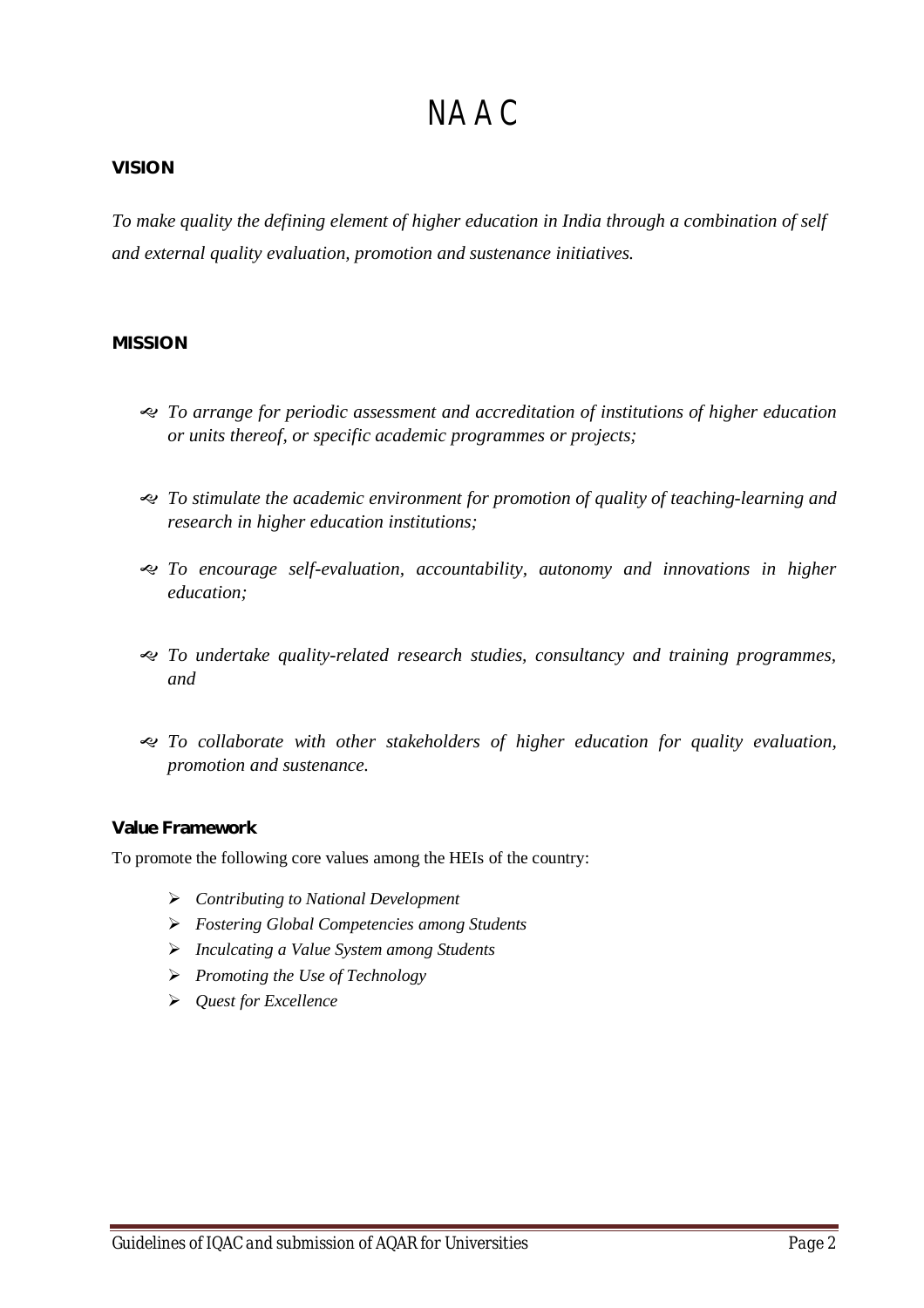# NAAC

**VISION**

*To make quality the defining element of higher education in India through a combination of self and external quality evaluation, promotion and sustenance initiatives.*

**MISSION**

- *To arrange for periodic assessment and accreditation of institutions of higher education or units thereof, or specific academic programmes or projects;*
- *To stimulate the academic environment for promotion of quality of teaching-learning and research in higher education institutions;*
- *To encourage self-evaluation, accountability, autonomy and innovations in higher education;*
- *To undertake quality-related research studies, consultancy and training programmes, and*
- *To collaborate with other stakeholders of higher education for quality evaluation, promotion and sustenance.*

**Value Framework**

To promote the following core values among the HEIs of the country:

- *Contributing to National Development*
- *Fostering Global Competencies among Students*
- *Inculcating a Value System among Students*
- *Promoting the Use of Technology*
- *Quest for Excellence*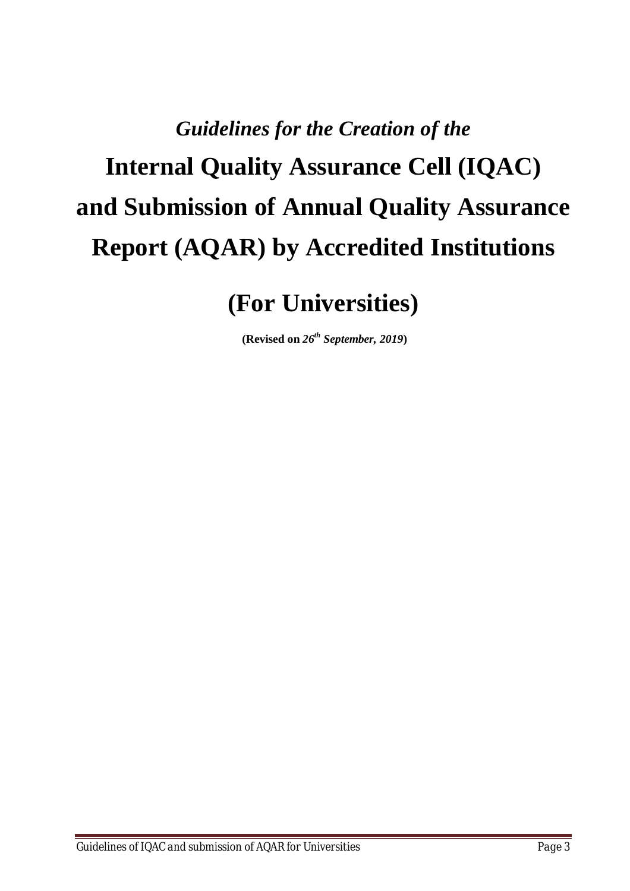*Guidelines for the Creation of the*

# Internal Quality Assurance Cell (IQAC) and Submission of Annual Quality Assurance Report (AQAR) by Accredited Institutions

# (For Universities)

**(Revised on *26th September, 2019*)**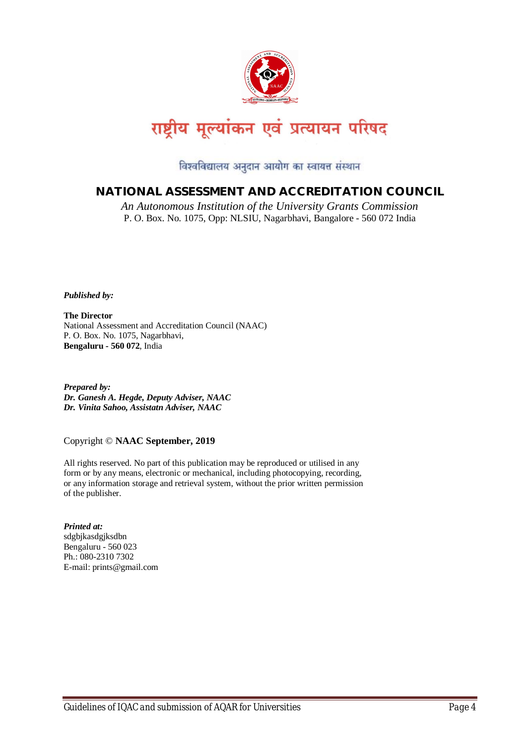# राष्ट्रीय मूल्यांकन एवं प्रत्यायन परिषद

विश्वविद्यालय अनुदान आयोग का स्वायत्त संस्थान

## NATIONAL ASSESSMENT AND ACCREDITATION COUNCIL

*An Autonomous Institution of the University Grants Commission*
P. O. Box. No. 1075, Opp: NLSIU, Nagarbhavi, Bangalore - 560 072 India

***Published by:***

**The Director**
National Assessment and Accreditation Council (NAAC)
P. O. Box. No. 1075, Nagarbhavi,
**Bengaluru - 560 072**, India

***Prepared by:***
***Dr. Ganesh A. Hegde, Deputy Adviser, NAAC***
***Dr. Vinita Sahoo, Assistatn Adviser, NAAC***

Copyright © **NAAC September, 2019**

All rights reserved. No part of this publication may be reproduced or utilised in any form or by any means, electronic or mechanical, including photocopying, recording, or any information storage and retrieval system, without the prior written permission of the publisher.

***Printed at:***
sdgbjkasdgjksdbn
Bengaluru - 560 023
Ph.: 080-2310 7302
E-mail: prints@gmail.com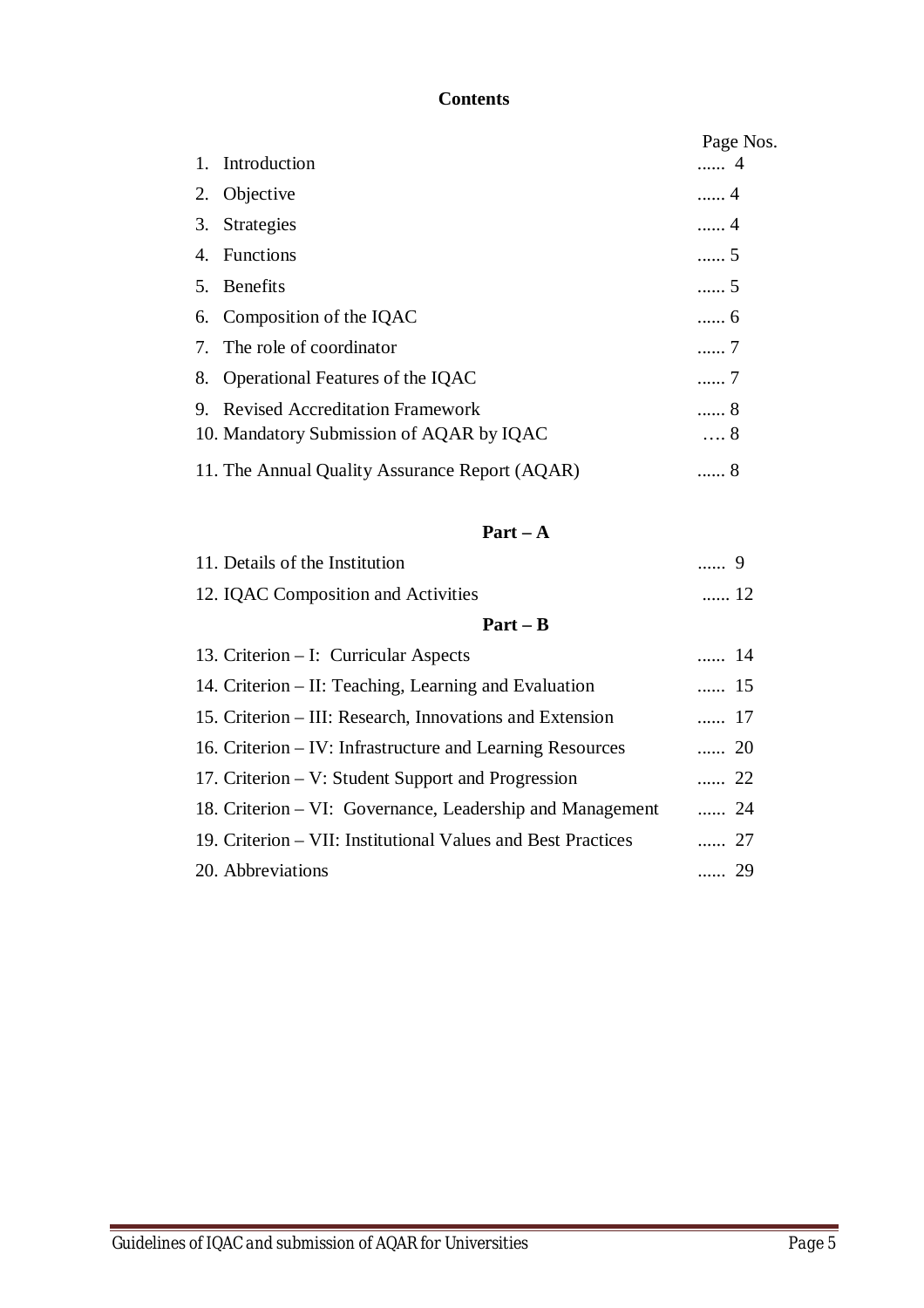**Contents**

| | Page Nos. |
|---|---|
| 1. Introduction | ...... 4 |
| 2. Objective | ...... 4 |
| 3. Strategies | ...... 4 |
| 4. Functions | ...... 5 |
| 5. Benefits | ...... 5 |
| 6. Composition of the IQAC | ...... 6 |
| 7. The role of coordinator | ...... 7 |
| 8. Operational Features of the IQAC | ...... 7 |
| 9. Revised Accreditation Framework | ...... 8 |
| 10. Mandatory Submission of AQAR by IQAC | …. 8 |
| 11. The Annual Quality Assurance Report (AQAR) | ...... 8 |

**Part – A**

| | |
|---|---|
| 11. Details of the Institution | ...... 9 |
| 12. IQAC Composition and Activities | ...... 12 |

**Part – B**

| | |
|---|---|
| 13. Criterion – I: Curricular Aspects | ...... 14 |
| 14. Criterion – II: Teaching, Learning and Evaluation | ...... 15 |
| 15. Criterion – III: Research, Innovations and Extension | ...... 17 |
| 16. Criterion – IV: Infrastructure and Learning Resources | ...... 20 |
| 17. Criterion – V: Student Support and Progression | ...... 22 |
| 18. Criterion – VI: Governance, Leadership and Management | ...... 24 |
| 19. Criterion – VII: Institutional Values and Best Practices | ...... 27 |
| 20. Abbreviations | ...... 29 |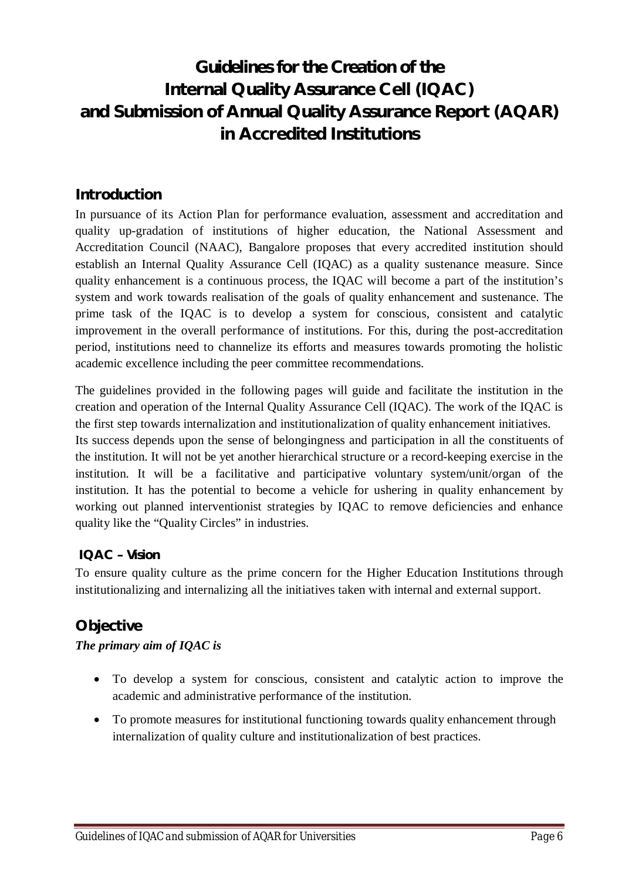# Guidelines for the Creation of the Internal Quality Assurance Cell (IQAC) and Submission of Annual Quality Assurance Report (AQAR) in Accredited Institutions

## Introduction

In pursuance of its Action Plan for performance evaluation, assessment and accreditation and quality up-gradation of institutions of higher education, the National Assessment and Accreditation Council (NAAC), Bangalore proposes that every accredited institution should establish an Internal Quality Assurance Cell (IQAC) as a quality sustenance measure. Since quality enhancement is a continuous process, the IQAC will become a part of the institution's system and work towards realisation of the goals of quality enhancement and sustenance. The prime task of the IQAC is to develop a system for conscious, consistent and catalytic improvement in the overall performance of institutions. For this, during the post-accreditation period, institutions need to channelize its efforts and measures towards promoting the holistic academic excellence including the peer committee recommendations.

The guidelines provided in the following pages will guide and facilitate the institution in the creation and operation of the Internal Quality Assurance Cell (IQAC). The work of the IQAC is the first step towards internalization and institutionalization of quality enhancement initiatives. Its success depends upon the sense of belongingness and participation in all the constituents of the institution. It will not be yet another hierarchical structure or a record-keeping exercise in the institution. It will be a facilitative and participative voluntary system/unit/organ of the institution. It has the potential to become a vehicle for ushering in quality enhancement by working out planned interventionist strategies by IQAC to remove deficiencies and enhance quality like the "Quality Circles" in industries.

### IQAC – Vision

To ensure quality culture as the prime concern for the Higher Education Institutions through institutionalizing and internalizing all the initiatives taken with internal and external support.

## Objective

***The primary aim of IQAC is***

- To develop a system for conscious, consistent and catalytic action to improve the academic and administrative performance of the institution.
- To promote measures for institutional functioning towards quality enhancement through internalization of quality culture and institutionalization of best practices.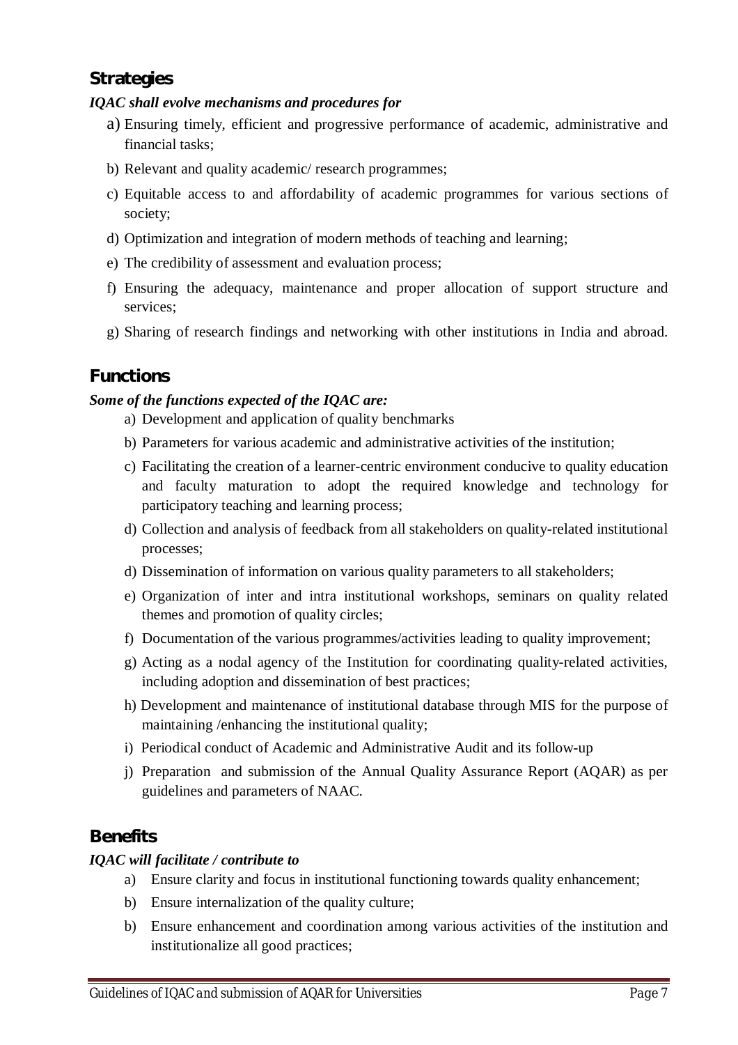## Strategies

***IQAC shall evolve mechanisms and procedures for***

a) Ensuring timely, efficient and progressive performance of academic, administrative and financial tasks;

b) Relevant and quality academic/ research programmes;

c) Equitable access to and affordability of academic programmes for various sections of society;

d) Optimization and integration of modern methods of teaching and learning;

e) The credibility of assessment and evaluation process;

f) Ensuring the adequacy, maintenance and proper allocation of support structure and services;

g) Sharing of research findings and networking with other institutions in India and abroad.

## Functions

***Some of the functions expected of the IQAC are:***

a) Development and application of quality benchmarks

b) Parameters for various academic and administrative activities of the institution;

c) Facilitating the creation of a learner-centric environment conducive to quality education and faculty maturation to adopt the required knowledge and technology for participatory teaching and learning process;

d) Collection and analysis of feedback from all stakeholders on quality-related institutional processes;

d) Dissemination of information on various quality parameters to all stakeholders;

e) Organization of inter and intra institutional workshops, seminars on quality related themes and promotion of quality circles;

f) Documentation of the various programmes/activities leading to quality improvement;

g) Acting as a nodal agency of the Institution for coordinating quality-related activities, including adoption and dissemination of best practices;

h) Development and maintenance of institutional database through MIS for the purpose of maintaining /enhancing the institutional quality;

i) Periodical conduct of Academic and Administrative Audit and its follow-up

j) Preparation and submission of the Annual Quality Assurance Report (AQAR) as per guidelines and parameters of NAAC.

## Benefits

***IQAC will facilitate / contribute to***

a) Ensure clarity and focus in institutional functioning towards quality enhancement;

b) Ensure internalization of the quality culture;

b) Ensure enhancement and coordination among various activities of the institution and institutionalize all good practices;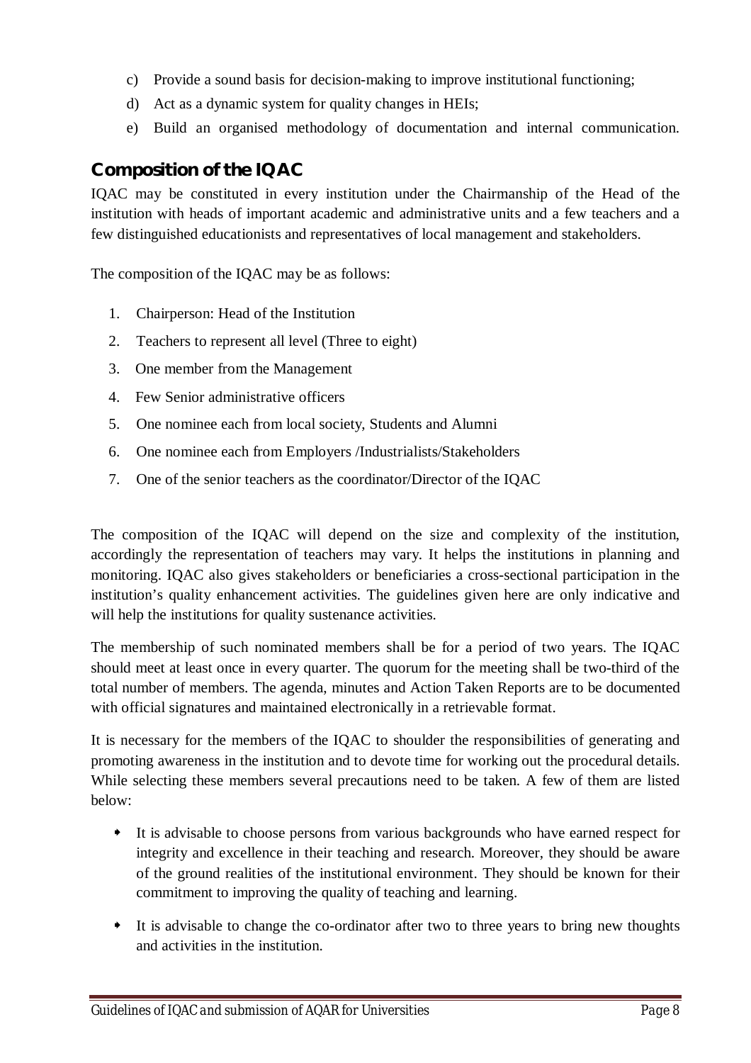c) Provide a sound basis for decision-making to improve institutional functioning;

d) Act as a dynamic system for quality changes in HEIs;

e) Build an organised methodology of documentation and internal communication.

## Composition of the IQAC

IQAC may be constituted in every institution under the Chairmanship of the Head of the institution with heads of important academic and administrative units and a few teachers and a few distinguished educationists and representatives of local management and stakeholders.

The composition of the IQAC may be as follows:

1. Chairperson: Head of the Institution
2. Teachers to represent all level (Three to eight)
3. One member from the Management
4. Few Senior administrative officers
5. One nominee each from local society, Students and Alumni
6. One nominee each from Employers /Industrialists/Stakeholders
7. One of the senior teachers as the coordinator/Director of the IQAC

The composition of the IQAC will depend on the size and complexity of the institution, accordingly the representation of teachers may vary. It helps the institutions in planning and monitoring. IQAC also gives stakeholders or beneficiaries a cross-sectional participation in the institution's quality enhancement activities. The guidelines given here are only indicative and will help the institutions for quality sustenance activities.

The membership of such nominated members shall be for a period of two years. The IQAC should meet at least once in every quarter. The quorum for the meeting shall be two-third of the total number of members. The agenda, minutes and Action Taken Reports are to be documented with official signatures and maintained electronically in a retrievable format.

It is necessary for the members of the IQAC to shoulder the responsibilities of generating and promoting awareness in the institution and to devote time for working out the procedural details. While selecting these members several precautions need to be taken. A few of them are listed below:

- It is advisable to choose persons from various backgrounds who have earned respect for integrity and excellence in their teaching and research. Moreover, they should be aware of the ground realities of the institutional environment. They should be known for their commitment to improving the quality of teaching and learning.
- It is advisable to change the co-ordinator after two to three years to bring new thoughts and activities in the institution.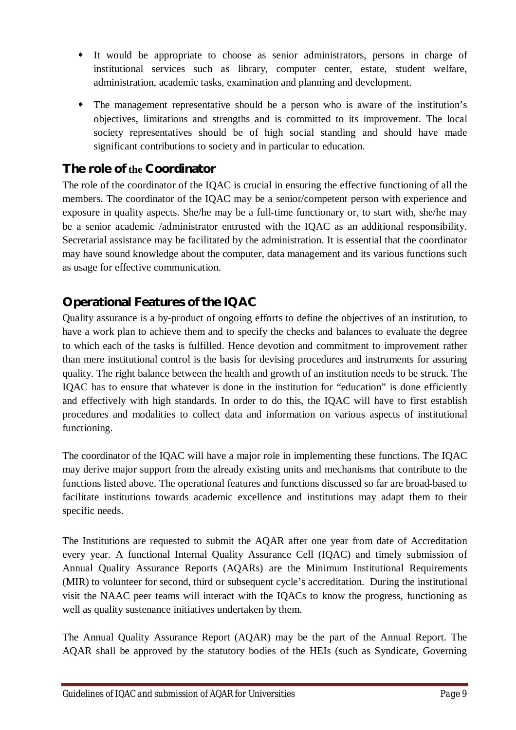- It would be appropriate to choose as senior administrators, persons in charge of institutional services such as library, computer center, estate, student welfare, administration, academic tasks, examination and planning and development.
- The management representative should be a person who is aware of the institution's objectives, limitations and strengths and is committed to its improvement. The local society representatives should be of high social standing and should have made significant contributions to society and in particular to education.

## The role of the Coordinator

The role of the coordinator of the IQAC is crucial in ensuring the effective functioning of all the members. The coordinator of the IQAC may be a senior/competent person with experience and exposure in quality aspects. She/he may be a full-time functionary or, to start with, she/he may be a senior academic /administrator entrusted with the IQAC as an additional responsibility. Secretarial assistance may be facilitated by the administration. It is essential that the coordinator may have sound knowledge about the computer, data management and its various functions such as usage for effective communication.

## Operational Features of the IQAC

Quality assurance is a by-product of ongoing efforts to define the objectives of an institution, to have a work plan to achieve them and to specify the checks and balances to evaluate the degree to which each of the tasks is fulfilled. Hence devotion and commitment to improvement rather than mere institutional control is the basis for devising procedures and instruments for assuring quality. The right balance between the health and growth of an institution needs to be struck. The IQAC has to ensure that whatever is done in the institution for "education" is done efficiently and effectively with high standards. In order to do this, the IQAC will have to first establish procedures and modalities to collect data and information on various aspects of institutional functioning.

The coordinator of the IQAC will have a major role in implementing these functions. The IQAC may derive major support from the already existing units and mechanisms that contribute to the functions listed above. The operational features and functions discussed so far are broad-based to facilitate institutions towards academic excellence and institutions may adapt them to their specific needs.

The Institutions are requested to submit the AQAR after one year from date of Accreditation every year. A functional Internal Quality Assurance Cell (IQAC) and timely submission of Annual Quality Assurance Reports (AQARs) are the Minimum Institutional Requirements (MIR) to volunteer for second, third or subsequent cycle's accreditation. During the institutional visit the NAAC peer teams will interact with the IQACs to know the progress, functioning as well as quality sustenance initiatives undertaken by them.

The Annual Quality Assurance Report (AQAR) may be the part of the Annual Report. The AQAR shall be approved by the statutory bodies of the HEIs (such as Syndicate, Governing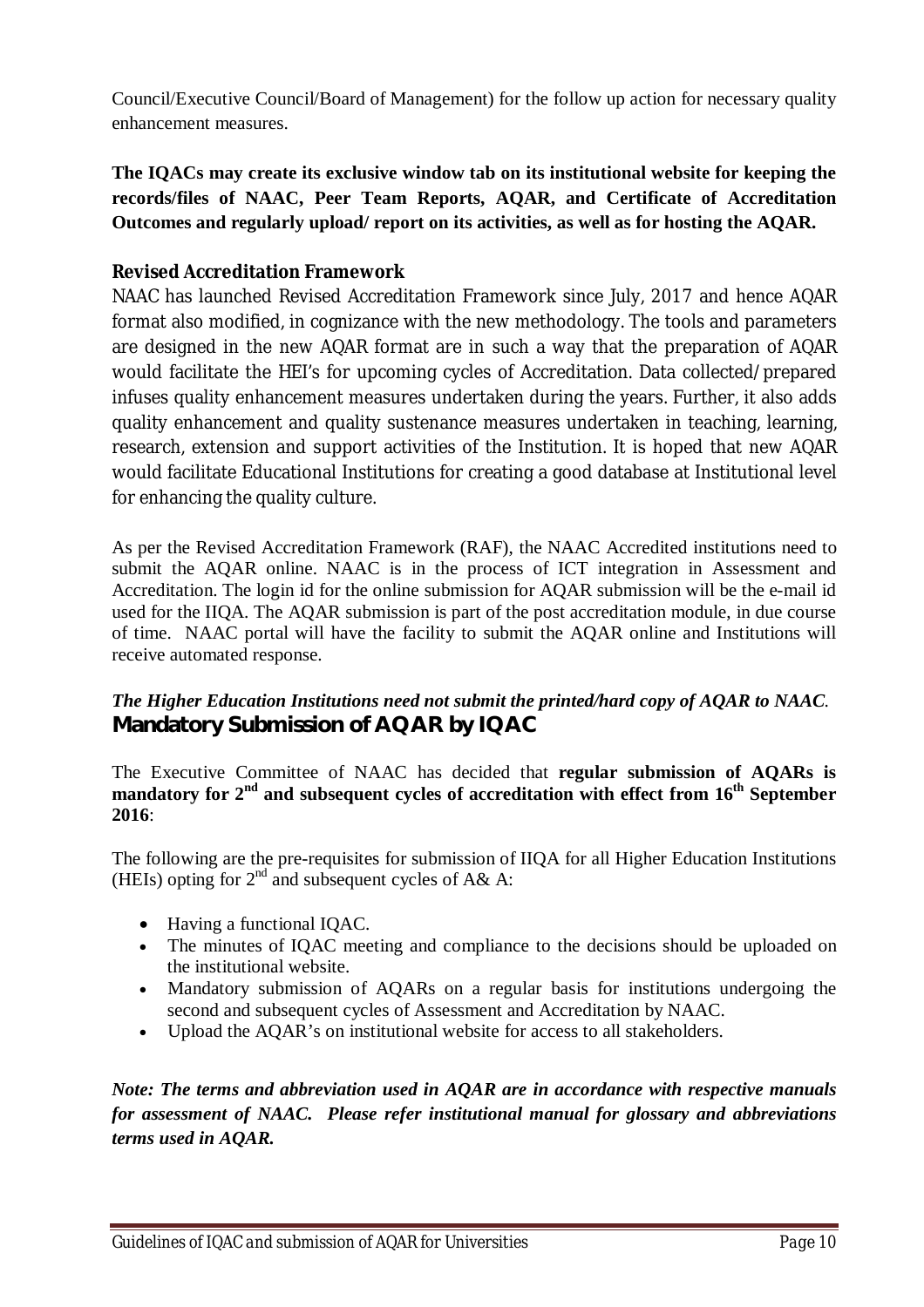Council/Executive Council/Board of Management) for the follow up action for necessary quality enhancement measures.

**The IQACs may create its exclusive window tab on its institutional website for keeping the records/files of NAAC, Peer Team Reports, AQAR, and Certificate of Accreditation Outcomes and regularly upload/ report on its activities, as well as for hosting the AQAR.**

### Revised Accreditation Framework

NAAC has launched Revised Accreditation Framework since July, 2017 and hence AQAR format also modified, in cognizance with the new methodology. The tools and parameters are designed in the new AQAR format are in such a way that the preparation of AQAR would facilitate the HEI's for upcoming cycles of Accreditation. Data collected/prepared infuses quality enhancement measures undertaken during the years. Further, it also adds quality enhancement and quality sustenance measures undertaken in teaching, learning, research, extension and support activities of the Institution. It is hoped that new AQAR would facilitate Educational Institutions for creating a good database at Institutional level for enhancing the quality culture.

As per the Revised Accreditation Framework (RAF), the NAAC Accredited institutions need to submit the AQAR online. NAAC is in the process of ICT integration in Assessment and Accreditation. The login id for the online submission for AQAR submission will be the e-mail id used for the IIQA. The AQAR submission is part of the post accreditation module, in due course of time. NAAC portal will have the facility to submit the AQAR online and Institutions will receive automated response.

***The Higher Education Institutions need not submit the printed/hard copy of AQAR to NAAC*.**

## Mandatory Submission of AQAR by IQAC

The Executive Committee of NAAC has decided that **regular submission of AQARs is mandatory for 2nd and subsequent cycles of accreditation with effect from 16th September 2016**:

The following are the pre-requisites for submission of IIQA for all Higher Education Institutions (HEIs) opting for 2nd and subsequent cycles of A& A:

- Having a functional IQAC.
- The minutes of IQAC meeting and compliance to the decisions should be uploaded on the institutional website.
- Mandatory submission of AQARs on a regular basis for institutions undergoing the second and subsequent cycles of Assessment and Accreditation by NAAC.
- Upload the AQAR's on institutional website for access to all stakeholders.

***Note: The terms and abbreviation used in AQAR are in accordance with respective manuals for assessment of NAAC. Please refer institutional manual for glossary and abbreviations terms used in AQAR.***